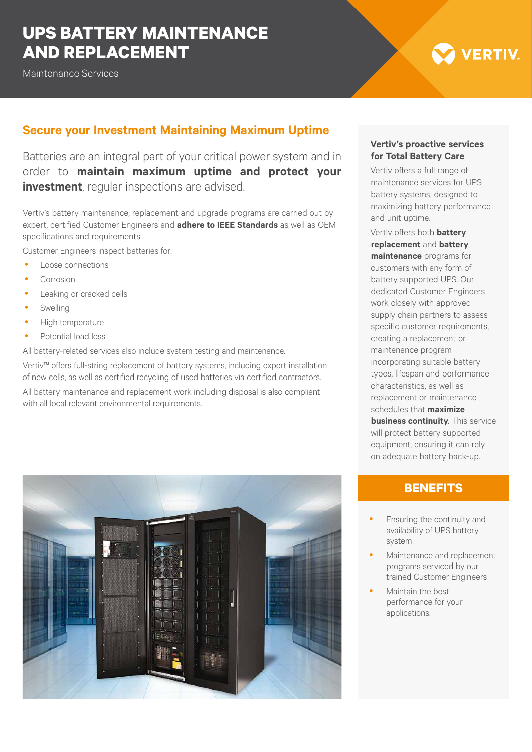# UPS BATTERY MAINTENANCE AND REPLACEMENT

Maintenance Services

## Secure your Investment Maintaining Maximum Uptime

Batteries are an integral part of your critical power system and in order to **maintain maximum uptime and protect your investment**, regular inspections are advised.

Vertiv's battery maintenance, replacement and upgrade programs are carried out by expert, certified Customer Engineers and **adhere to IEEE Standards** as well as OEM specifications and requirements.

Customer Engineers inspect batteries for:

- Loose connections
- Corrosion
- Leaking or cracked cells
- Swelling
- High temperature
- Potential load loss.

All battery-related services also include system testing and maintenance.

Vertiv™ offers full-string replacement of battery systems, including expert installation of new cells, as well as certified recycling of used batteries via certified contractors.

All battery maintenance and replacement work including disposal is also compliant with all local relevant environmental requirements.

### Vertiv's proactive services for Total Battery Care

Vertiv offers a full range of maintenance services for UPS battery systems, designed to maximizing battery performance and unit uptime.

Vertiv offers both **battery replacement** and **battery maintenance** programs for customers with any form of battery supported UPS. Our dedicated Customer Engineers work closely with approved supply chain partners to assess specific customer requirements, creating a replacement or maintenance program incorporating suitable battery types, lifespan and performance characteristics, as well as replacement or maintenance schedules that **maximize business continuity**. This service will protect battery supported equipment, ensuring it can rely on adequate battery back-up.

## BENEFITS

- Ensuring the continuity and availability of UPS battery system
- Maintenance and replacement programs serviced by our trained Customer Engineers
- Maintain the best performance for your applications.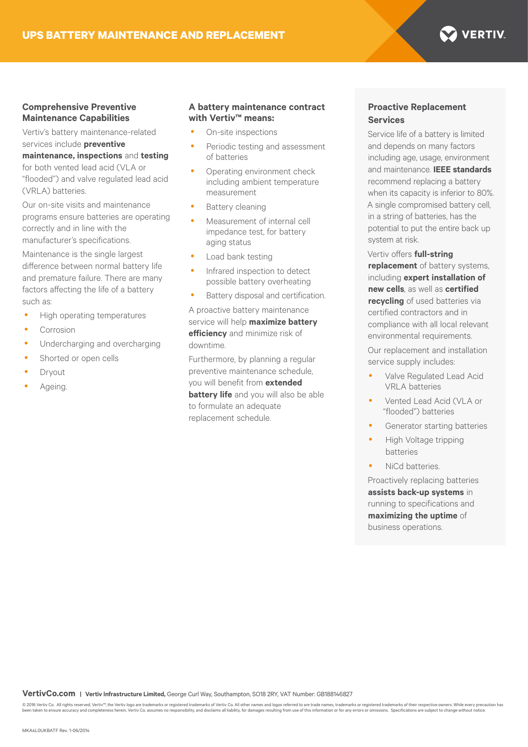# UPS BATTERY MAINTENANCE AND REPLACEMENT

## Comprehensive Preventive Maintenance Capabilities

Vertiv's battery maintenance-related services include **preventive maintenance, inspections** and **testing** for both vented lead acid (VLA or "flooded") and valve regulated lead acid (VRLA) batteries.

Our on-site visits and maintenance programs ensure batteries are operating correctly and in line with the manufacturer's specifications.

Maintenance is the single largest difference between normal battery life and premature failure. There are many factors affecting the life of a battery such as:

- High operating temperatures
- Corrosion
- Undercharging and overcharging
- Shorted or open cells
- Dryout
- Ageing.

## A battery maintenance contract with Vertiv™ means:

- On-site inspections
- Periodic testing and assessment of batteries
- Operating environment check including ambient temperature measurement
- Battery cleaning
- Measurement of internal cell impedance test, for battery aging status
- Load bank testing
- Infrared inspection to detect possible battery overheating
- Battery disposal and certification.

A proactive battery maintenance service will help **maximize battery efficiency** and minimize risk of downtime.

Furthermore, by planning a regular preventive maintenance schedule, you will benefit from **extended battery life** and you will also be able to formulate an adequate replacement schedule.

## Proactive Replacement Services

Service life of a battery is limited and depends on many factors including age, usage, environment and maintenance. **IEEE standards** recommend replacing a battery when its capacity is inferior to 80%. A single compromised battery cell, in a string of batteries, has the potential to put the entire back up system at risk.

Vertiv offers **full-string replacement** of battery systems, including **expert installation of new cells**, as well as **certified recycling** of used batteries via certified contractors and in compliance with all local relevant environmental requirements.

Our replacement and installation service supply includes:

- Valve Regulated Lead Acid VRLA batteries
- Vented Lead Acid (VLA or "flooded") batteries
- Generator starting batteries
- High Voltage tripping batteries
- NiCd batteries.

Proactively replacing batteries **assists back-up systems** in running to specifications and **maximizing the uptime** of business operations.

**VertivCo.com** | **Vertiv Infrastructure Limited,** George Curl Way, Southampton, SO18 2RY, VAT Number: GB188146827

© 2016 Vertiv Co. All rights reserved. Vertiv™, the Vertiv logo are trademarks or registered trademarks of Vertiv Co. All other names and logos referred to are trade names, trademarks or registered trademarks of their respective owners. While every precaution has been taken to ensure accuracy and completeness herein, Vertiv Co. assumes no responsibility, and disclaims all liability, for damages resulting from use of this information or for any errors or omissions. Specifications are subject to change without notice.

MKA4L0UKBATF Rev. 1-06/2014